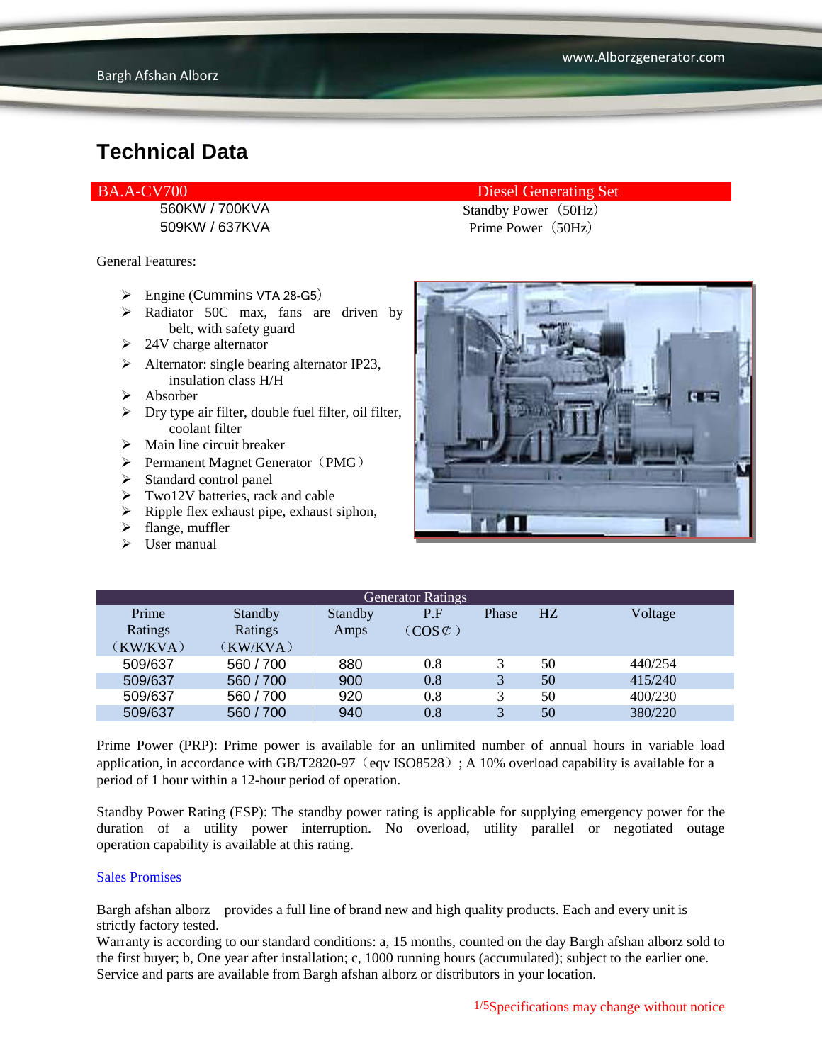# Technical Data

| BA.A-CV700 | Diesel Generating Set |
|---|---|
| 560KW / 700KVA | Standby Power（50Hz） |
| 509KW / 637KVA | Prime Power（50Hz） |

General Features:

- Engine (Cummins VTA 28-G5）
- Radiator 50C max, fans are driven by belt, with safety guard
- 24V charge alternator
- Alternator: single bearing alternator IP23, insulation class H/H
- Absorber
- Dry type air filter, double fuel filter, oil filter, coolant filter
- Main line circuit breaker
- Permanent Magnet Generator（PMG）
- Standard control panel
- Two12V batteries, rack and cable
- Ripple flex exhaust pipe, exhaust siphon,
- flange, muffler
- User manual

| Generator Ratings | | | | | | |
|---|---|---|---|---|---|---|
| Prime Ratings（KW/KVA） | Standby Ratings（KW/KVA） | Standby Amps | P.F（COS¢） | Phase | HZ | Voltage |
| 509/637 | 560 / 700 | 880 | 0.8 | 3 | 50 | 440/254 |
| 509/637 | 560 / 700 | 900 | 0.8 | 3 | 50 | 415/240 |
| 509/637 | 560 / 700 | 920 | 0.8 | 3 | 50 | 400/230 |
| 509/637 | 560 / 700 | 940 | 0.8 | 3 | 50 | 380/220 |

Prime Power (PRP): Prime power is available for an unlimited number of annual hours in variable load application, in accordance with GB/T2820-97（eqv ISO8528）; A 10% overload capability is available for a period of 1 hour within a 12-hour period of operation.

Standby Power Rating (ESP): The standby power rating is applicable for supplying emergency power for the duration of a utility power interruption. No overload, utility parallel or negotiated outage operation capability is available at this rating.

Sales Promises

Bargh afshan alborz provides a full line of brand new and high quality products. Each and every unit is strictly factory tested.
Warranty is according to our standard conditions: a, 15 months, counted on the day Bargh afshan alborz sold to the first buyer; b, One year after installation; c, 1000 running hours (accumulated); subject to the earlier one.
Service and parts are available from Bargh afshan alborz or distributors in your location.

Specifications may change without notice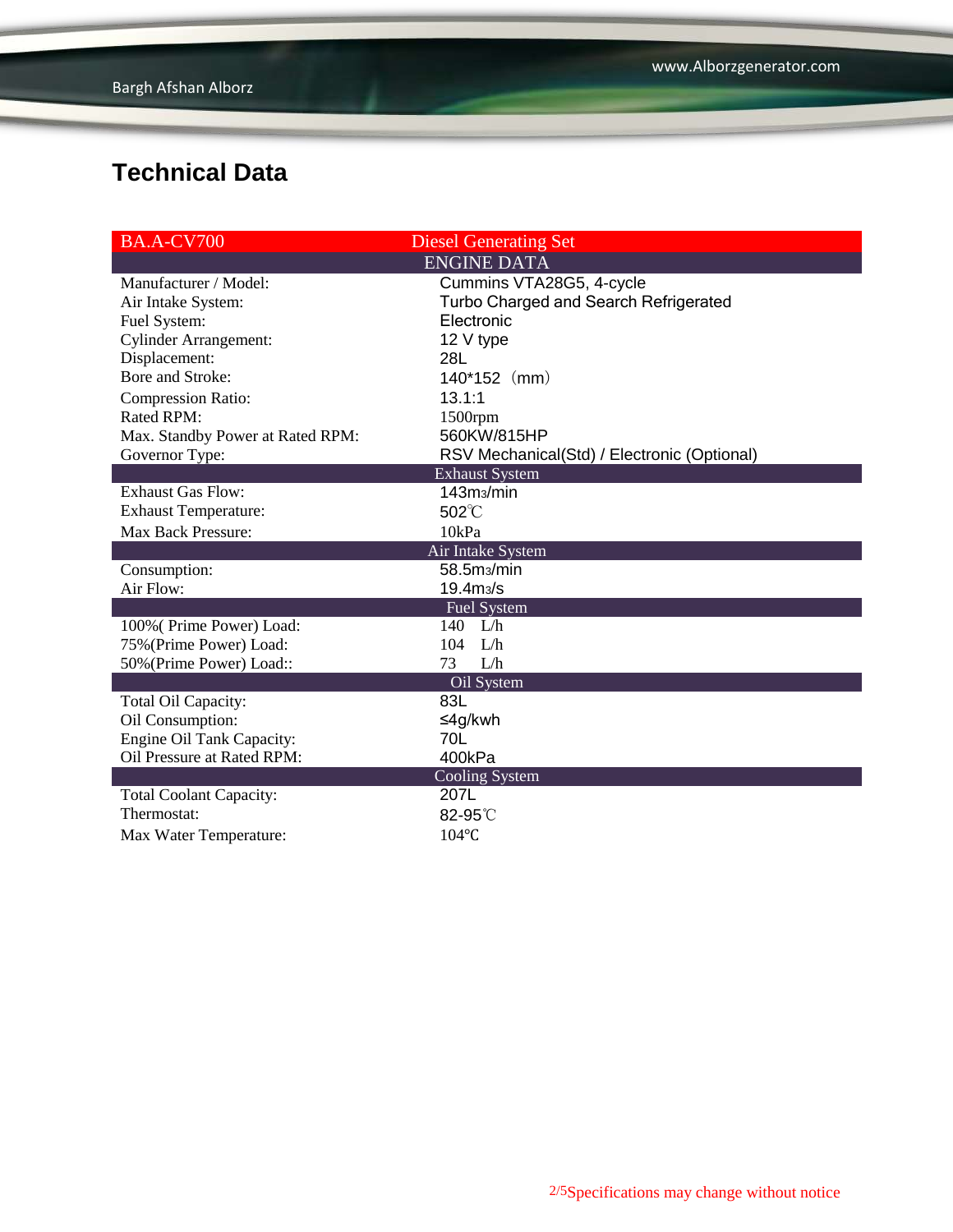## Technical Data

| BA.A-CV700 | Diesel Generating Set |
|---|---|
| **ENGINE DATA** | |
| Manufacturer / Model: | Cummins VTA28G5, 4-cycle |
| Air Intake System: | Turbo Charged and Search Refrigerated |
| Fuel System: | Electronic |
| Cylinder Arrangement: | 12 V type |
| Displacement: | 28L |
| Bore and Stroke: | 140*152（mm） |
| Compression Ratio: | 13.1:1 |
| Rated RPM: | 1500rpm |
| Max. Standby Power at Rated RPM: | 560KW/815HP |
| Governor Type: | RSV Mechanical(Std) / Electronic (Optional) |
| **Exhaust System** | |
| Exhaust Gas Flow: | 143m3/min |
| Exhaust Temperature: | 502℃ |
| Max Back Pressure: | 10kPa |
| **Air Intake System** | |
| Consumption: | 58.5m3/min |
| Air Flow: | 19.4m3/s |
| **Fuel System** | |
| 100%( Prime Power) Load: | 140 L/h |
| 75%(Prime Power) Load: | 104 L/h |
| 50%(Prime Power) Load:: | 73 L/h |
| **Oil System** | |
| Total Oil Capacity: | 83L |
| Oil Consumption: | ≤4g/kwh |
| Engine Oil Tank Capacity: | 70L |
| Oil Pressure at Rated RPM: | 400kPa |
| **Cooling System** | |
| Total Coolant Capacity: | 207L |
| Thermostat: | 82-95℃ |
| Max Water Temperature: | 104℃ |

Specifications may change without notice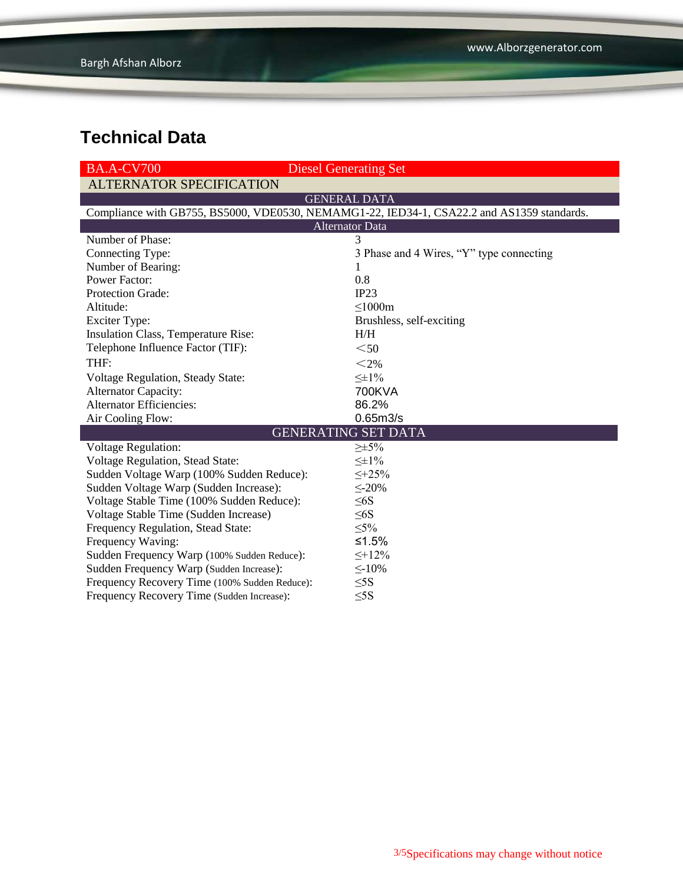# Technical Data

| BA.A-CV700 | Diesel Generating Set |
|---|---|
| **ALTERNATOR SPECIFICATION** | |
| **GENERAL DATA** | |
| Compliance with GB755, BS5000, VDE0530, NEMAMG1-22, IED34-1, CSA22.2 and AS1359 standards. | |
| **Alternator Data** | |
| Number of Phase: | 3 |
| Connecting Type: | 3 Phase and 4 Wires, “Y” type connecting |
| Number of Bearing: | 1 |
| Power Factor: | 0.8 |
| Protection Grade: | IP23 |
| Altitude: | ≤1000m |
| Exciter Type: | Brushless, self-exciting |
| Insulation Class, Temperature Rise: | H/H |
| Telephone Influence Factor (TIF): | ＜50 |
| THF: | ＜2% |
| Voltage Regulation, Steady State: | ≤±1% |
| Alternator Capacity: | 700KVA |
| Alternator Efficiencies: | 86.2% |
| Air Cooling Flow: | 0.65m3/s |
| **GENERATING SET DATA** | |
| Voltage Regulation: | ≥±5% |
| Voltage Regulation, Stead State: | ≤±1% |
| Sudden Voltage Warp (100% Sudden Reduce): | ≤+25% |
| Sudden Voltage Warp (Sudden Increase): | ≤-20% |
| Voltage Stable Time (100% Sudden Reduce): | ≤6S |
| Voltage Stable Time (Sudden Increase) | ≤6S |
| Frequency Regulation, Stead State: | ≤5% |
| Frequency Waving: | ≤1.5% |
| Sudden Frequency Warp (100% Sudden Reduce): | ≤+12% |
| Sudden Frequency Warp (Sudden Increase): | ≤-10% |
| Frequency Recovery Time (100% Sudden Reduce): | ≤5S |
| Frequency Recovery Time (Sudden Increase): | ≤5S |

Specifications may change without notice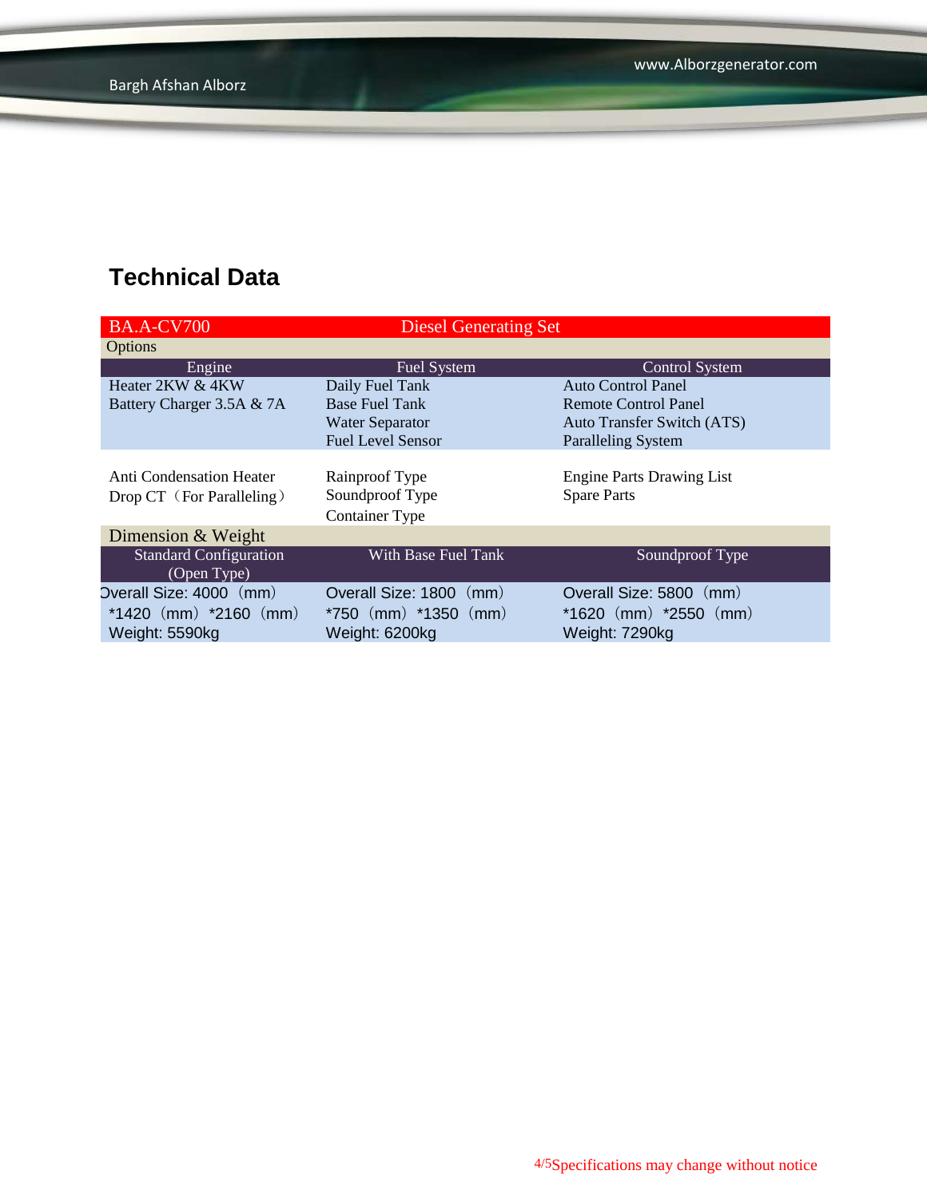## Technical Data

| BA.A-CV700 | Diesel Generating Set | |
|---|---|---|
| Options | | |
| Engine | Fuel System | Control System |
| Heater 2KW & 4KW<br>Battery Charger 3.5A & 7A | Daily Fuel Tank<br>Base Fuel Tank<br>Water Separator<br>Fuel Level Sensor | Auto Control Panel<br>Remote Control Panel<br>Auto Transfer Switch (ATS)<br>Paralleling System |
| Anti Condensation Heater<br>Drop CT（For Paralleling） | Rainproof Type<br>Soundproof Type<br>Container Type | Engine Parts Drawing List<br>Spare Parts |
| Dimension & Weight | | |
| Standard Configuration (Open Type) | With Base Fuel Tank | Soundproof Type |
| Overall Size: 4000（mm）*1420（mm）*2160（mm）<br>Weight: 5590kg | Overall Size: 1800（mm）*750（mm）*1350（mm）<br>Weight: 6200kg | Overall Size: 5800（mm）*1620（mm）*2550（mm）<br>Weight: 7290kg |

Specifications may change without notice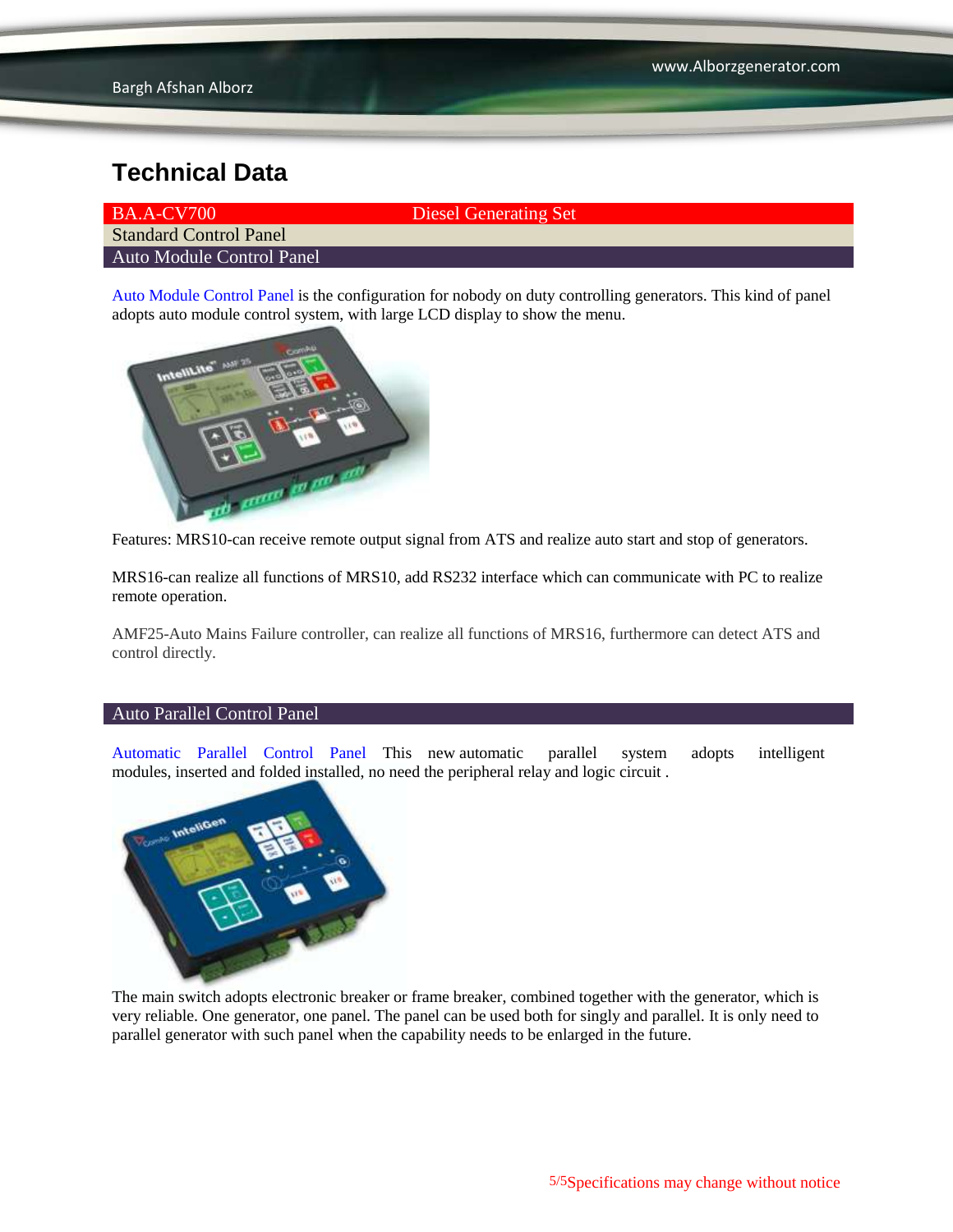# Technical Data

| | |
|---|---|
| BA.A-CV700 | Diesel Generating Set |

Standard Control Panel

## Auto Module Control Panel

Auto Module Control Panel is the configuration for nobody on duty controlling generators. This kind of panel adopts auto module control system, with large LCD display to show the menu.

Features: MRS10-can receive remote output signal from ATS and realize auto start and stop of generators.

MRS16-can realize all functions of MRS10, add RS232 interface which can communicate with PC to realize remote operation.

AMF25-Auto Mains Failure controller, can realize all functions of MRS16, furthermore can detect ATS and control directly.

## Auto Parallel Control Panel

Automatic Parallel Control Panel This new automatic parallel system adopts intelligent modules, inserted and folded installed, no need the peripheral relay and logic circuit .

The main switch adopts electronic breaker or frame breaker, combined together with the generator, which is very reliable. One generator, one panel. The panel can be used both for singly and parallel. It is only need to parallel generator with such panel when the capability needs to be enlarged in the future.

Specifications may change without notice